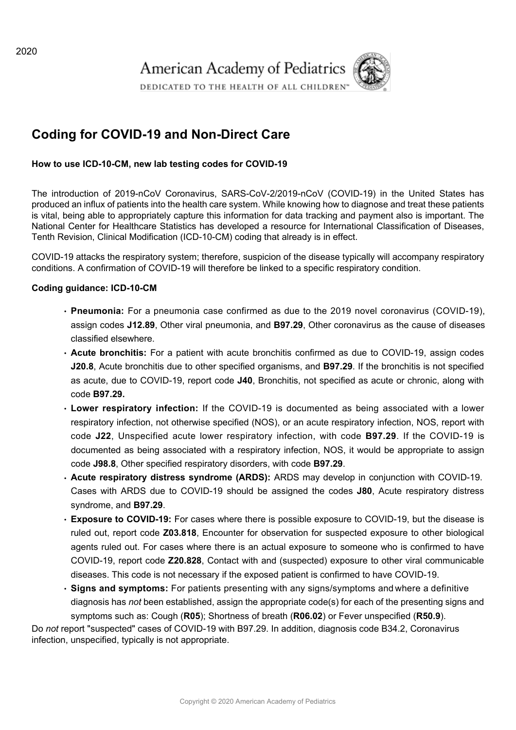2020

American Academy of Pediatrics

DEDICATED TO THE HEALTH OF ALL CHILDREN™

# Coding for COVID-19 and Non-Direct Care

**How to use ICD-10-CM, new lab testing codes for COVID-19**

The introduction of 2019-nCoV Coronavirus, SARS-CoV-2/2019-nCoV (COVID-19) in the United States has produced an influx of patients into the health care system. While knowing how to diagnose and treat these patients is vital, being able to appropriately capture this information for data tracking and payment also is important. The National Center for Healthcare Statistics has developed a resource for International Classification of Diseases, Tenth Revision, Clinical Modification (ICD-10-CM) coding that already is in effect.

COVID-19 attacks the respiratory system; therefore, suspicion of the disease typically will accompany respiratory conditions. A confirmation of COVID-19 will therefore be linked to a specific respiratory condition.

**Coding guidance: ICD-10-CM**

- **Pneumonia:** For a pneumonia case confirmed as due to the 2019 novel coronavirus (COVID-19), assign codes **J12.89**, Other viral pneumonia, and **B97.29**, Other coronavirus as the cause of diseases classified elsewhere.
- **Acute bronchitis:** For a patient with acute bronchitis confirmed as due to COVID-19, assign codes **J20.8**, Acute bronchitis due to other specified organisms, and **B97.29**. If the bronchitis is not specified as acute, due to COVID-19, report code **J40**, Bronchitis, not specified as acute or chronic, along with code **B97.29.**
- **Lower respiratory infection:** If the COVID-19 is documented as being associated with a lower respiratory infection, not otherwise specified (NOS), or an acute respiratory infection, NOS, report with code **J22**, Unspecified acute lower respiratory infection, with code **B97.29**. If the COVID-19 is documented as being associated with a respiratory infection, NOS, it would be appropriate to assign code **J98.8**, Other specified respiratory disorders, with code **B97.29**.
- **Acute respiratory distress syndrome (ARDS):** ARDS may develop in conjunction with COVID-19. Cases with ARDS due to COVID-19 should be assigned the codes **J80**, Acute respiratory distress syndrome, and **B97.29**.
- **Exposure to COVID-19:** For cases where there is possible exposure to COVID-19, but the disease is ruled out, report code **Z03.818**, Encounter for observation for suspected exposure to other biological agents ruled out. For cases where there is an actual exposure to someone who is confirmed to have COVID-19, report code **Z20.828**, Contact with and (suspected) exposure to other viral communicable diseases. This code is not necessary if the exposed patient is confirmed to have COVID-19.
- **Signs and symptoms:** For patients presenting with any signs/symptoms and where a definitive diagnosis has *not* been established, assign the appropriate code(s) for each of the presenting signs and symptoms such as: Cough (**R05**); Shortness of breath (**R06.02**) or Fever unspecified (**R50.9**).

Do *not* report "suspected" cases of COVID-19 with B97.29. In addition, diagnosis code B34.2, Coronavirus infection, unspecified, typically is not appropriate.

Copyright © 2020 American Academy of Pediatrics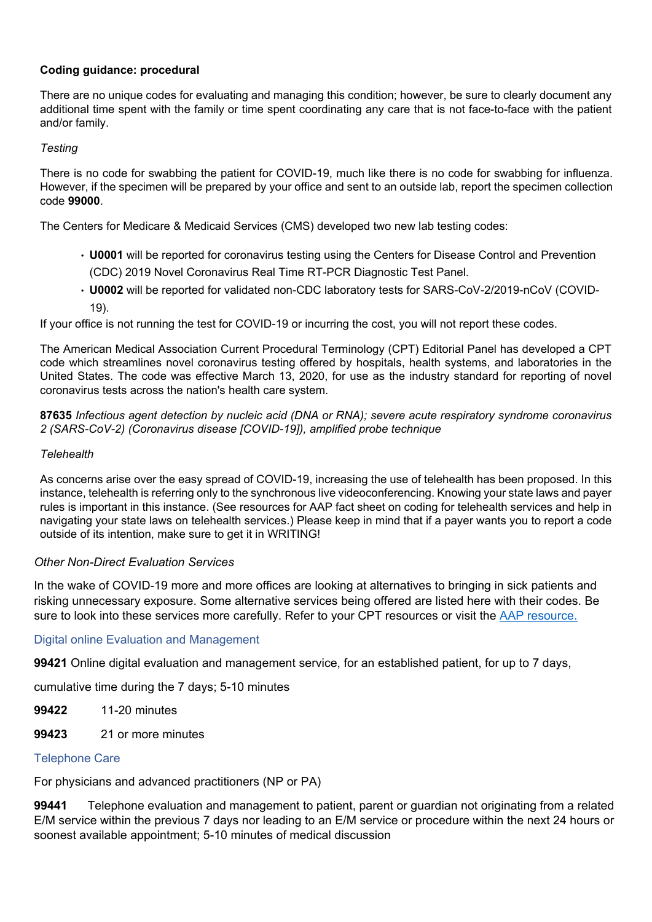**Coding guidance: procedural**

There are no unique codes for evaluating and managing this condition; however, be sure to clearly document any additional time spent with the family or time spent coordinating any care that is not face-to-face with the patient and/or family.

*Testing*

There is no code for swabbing the patient for COVID-19, much like there is no code for swabbing for influenza. However, if the specimen will be prepared by your office and sent to an outside lab, report the specimen collection code **99000**.

The Centers for Medicare & Medicaid Services (CMS) developed two new lab testing codes:

- **U0001** will be reported for coronavirus testing using the Centers for Disease Control and Prevention (CDC) 2019 Novel Coronavirus Real Time RT-PCR Diagnostic Test Panel.
- **U0002** will be reported for validated non-CDC laboratory tests for SARS-CoV-2/2019-nCoV (COVID-19).

If your office is not running the test for COVID-19 or incurring the cost, you will not report these codes.

The American Medical Association Current Procedural Terminology (CPT) Editorial Panel has developed a CPT code which streamlines novel coronavirus testing offered by hospitals, health systems, and laboratories in the United States. The code was effective March 13, 2020, for use as the industry standard for reporting of novel coronavirus tests across the nation's health care system.

**87635** *Infectious agent detection by nucleic acid (DNA or RNA); severe acute respiratory syndrome coronavirus 2 (SARS-CoV-2) (Coronavirus disease [COVID-19]), amplified probe technique*

*Telehealth*

As concerns arise over the easy spread of COVID-19, increasing the use of telehealth has been proposed. In this instance, telehealth is referring only to the synchronous live videoconferencing. Knowing your state laws and payer rules is important in this instance. (See resources for AAP fact sheet on coding for telehealth services and help in navigating your state laws on telehealth services.) Please keep in mind that if a payer wants you to report a code outside of its intention, make sure to get it in WRITING!

*Other Non-Direct Evaluation Services*

In the wake of COVID-19 more and more offices are looking at alternatives to bringing in sick patients and risking unnecessary exposure. Some alternative services being offered are listed here with their codes. Be sure to look into these services more carefully. Refer to your CPT resources or visit the [AAP resource.]()

Digital online Evaluation and Management

**99421** Online digital evaluation and management service, for an established patient, for up to 7 days, cumulative time during the 7 days; 5-10 minutes

**99422** 11-20 minutes

**99423** 21 or more minutes

Telephone Care

For physicians and advanced practitioners (NP or PA)

**99441** Telephone evaluation and management to patient, parent or guardian not originating from a related E/M service within the previous 7 days nor leading to an E/M service or procedure within the next 24 hours or soonest available appointment; 5-10 minutes of medical discussion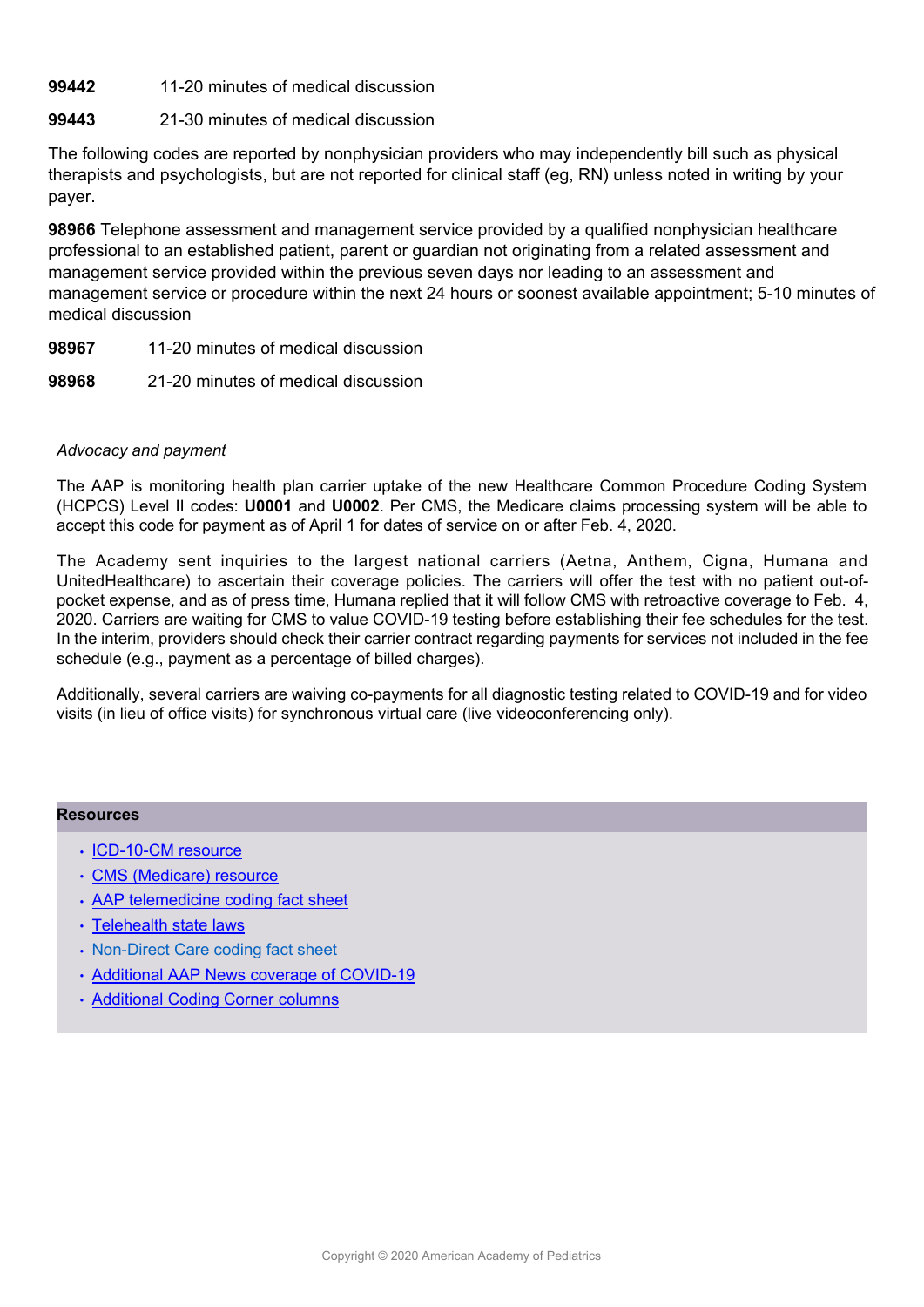**99442** 11-20 minutes of medical discussion

**99443** 21-30 minutes of medical discussion

The following codes are reported by nonphysician providers who may independently bill such as physical therapists and psychologists, but are not reported for clinical staff (eg, RN) unless noted in writing by your payer.

**98966** Telephone assessment and management service provided by a qualified nonphysician healthcare professional to an established patient, parent or guardian not originating from a related assessment and management service provided within the previous seven days nor leading to an assessment and management service or procedure within the next 24 hours or soonest available appointment; 5-10 minutes of medical discussion

**98967** 11-20 minutes of medical discussion

**98968** 21-20 minutes of medical discussion

*Advocacy and payment*

The AAP is monitoring health plan carrier uptake of the new Healthcare Common Procedure Coding System (HCPCS) Level II codes: **U0001** and **U0002**. Per CMS, the Medicare claims processing system will be able to accept this code for payment as of April 1 for dates of service on or after Feb. 4, 2020.

The Academy sent inquiries to the largest national carriers (Aetna, Anthem, Cigna, Humana and UnitedHealthcare) to ascertain their coverage policies. The carriers will offer the test with no patient out-of-pocket expense, and as of press time, Humana replied that it will follow CMS with retroactive coverage to Feb. 4, 2020. Carriers are waiting for CMS to value COVID-19 testing before establishing their fee schedules for the test. In the interim, providers should check their carrier contract regarding payments for services not included in the fee schedule (e.g., payment as a percentage of billed charges).

Additionally, several carriers are waiving co-payments for all diagnostic testing related to COVID-19 and for video visits (in lieu of office visits) for synchronous virtual care (live videoconferencing only).

**Resources**

- ICD-10-CM resource
- CMS (Medicare) resource
- AAP telemedicine coding fact sheet
- Telehealth state laws
- Non-Direct Care coding fact sheet
- Additional AAP News coverage of COVID-19
- Additional Coding Corner columns

Copyright © 2020 American Academy of Pediatrics